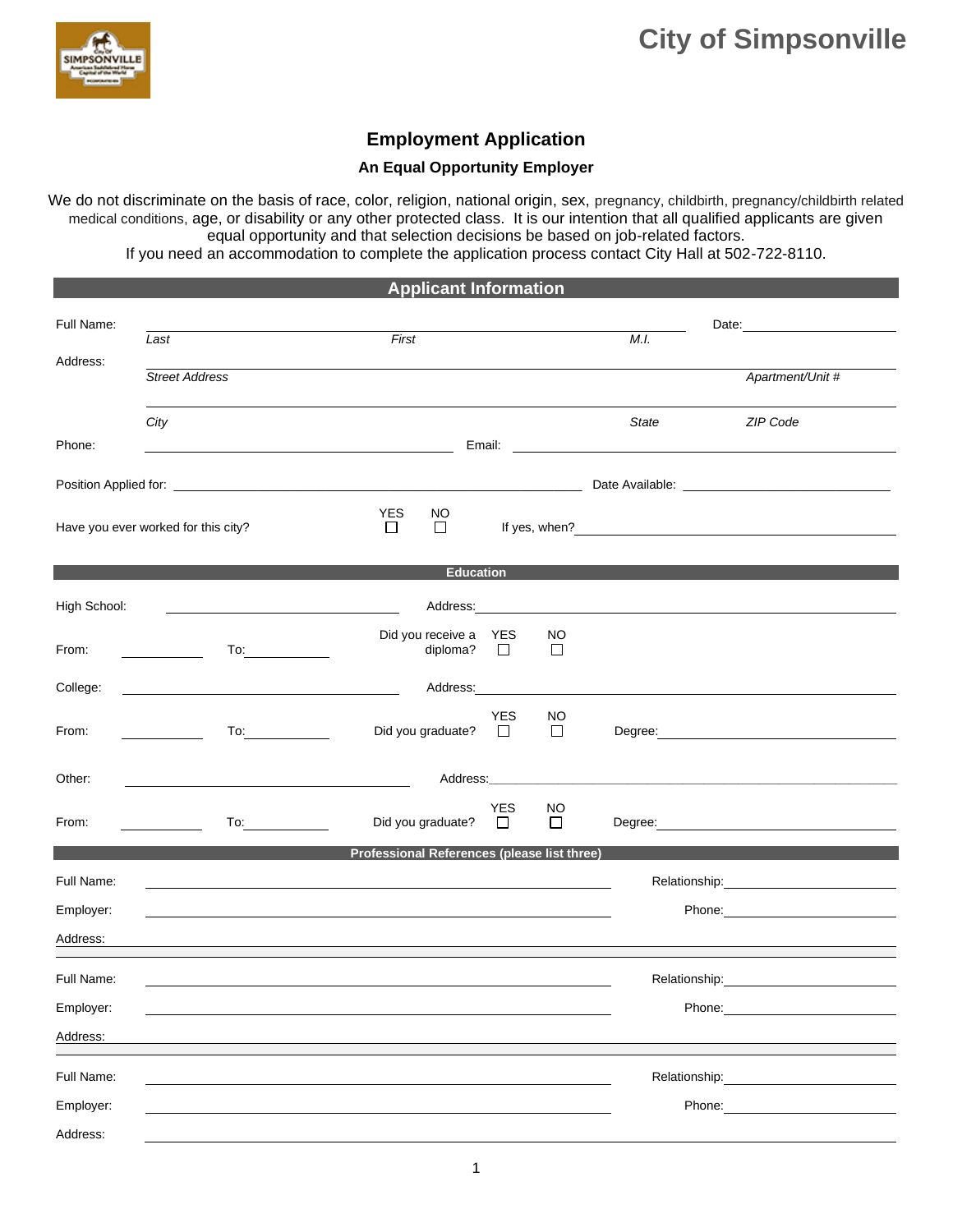# City of Simpsonville

## Employment Application

**An Equal Opportunity Employer**

We do not discriminate on the basis of race, color, religion, national origin, sex, pregnancy, childbirth, pregnancy/childbirth related medical conditions, age, or disability or any other protected class. It is our intention that all qualified applicants are given equal opportunity and that selection decisions be based on job-related factors.
If you need an accommodation to complete the application process contact City Hall at 502-722-8110.

### Applicant Information

Full Name: ______________________________ Date: __________

*Last* *First* *M.I.*

Address: ______________________________

*Street Address* *Apartment/Unit #*

______________________________

*City* *State* *ZIP Code*

Phone: __________ Email: __________

Position Applied for: __________ Date Available: __________

Have you ever worked for this city? YES ☐ NO ☐ If yes, when? __________

### Education

High School: __________ Address: __________

From: __________ To: __________ Did you receive a diploma? YES ☐ NO ☐

College: __________ Address: __________

From: __________ To: __________ Did you graduate? YES ☐ NO ☐ Degree: __________

Other: __________ Address: __________

From: __________ To: __________ Did you graduate? YES ☐ NO ☐ Degree: __________

### Professional References (please list three)

Full Name: __________ Relationship: __________

Employer: __________ Phone: __________

Address: __________

Full Name: __________ Relationship: __________

Employer: __________ Phone: __________

Address: __________

Full Name: __________ Relationship: __________

Employer: __________ Phone: __________

Address: __________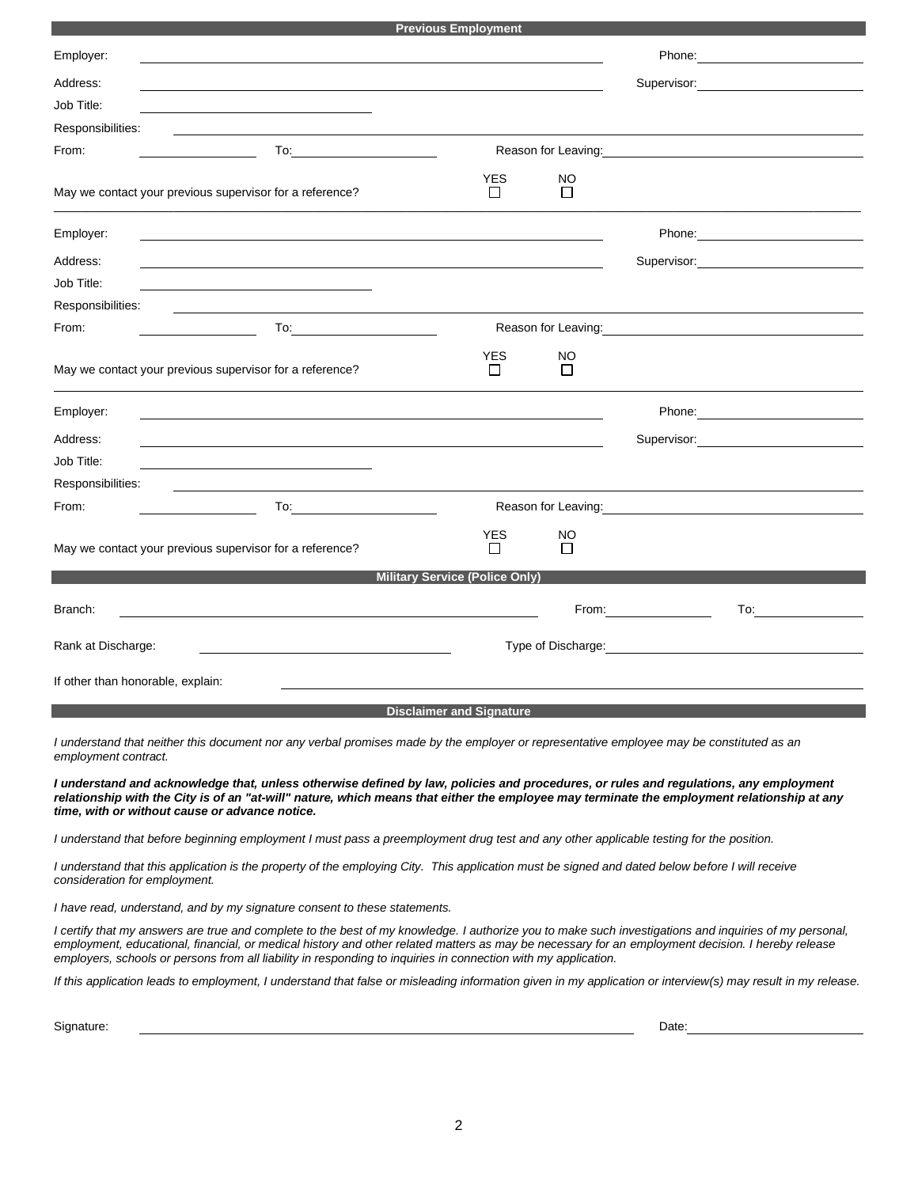## Previous Employment

Employer: ______________________ Phone: ______________________

Address: ______________________ Supervisor: ______________________

Job Title: ______________________

Responsibilities: ______________________

From: ______________ To: ______________ Reason for Leaving: ______________________

May we contact your previous supervisor for a reference? YES ☐ NO ☐

---

Employer: ______________________ Phone: ______________________

Address: ______________________ Supervisor: ______________________

Job Title: ______________________

Responsibilities: ______________________

From: ______________ To: ______________ Reason for Leaving: ______________________

May we contact your previous supervisor for a reference? YES ☐ NO ☐

---

Employer: ______________________ Phone: ______________________

Address: ______________________ Supervisor: ______________________

Job Title: ______________________

Responsibilities: ______________________

From: ______________ To: ______________ Reason for Leaving: ______________________

May we contact your previous supervisor for a reference? YES ☐ NO ☐

## Military Service (Police Only)

Branch: ______________________ From: ______________ To: ______________

Rank at Discharge: ______________________ Type of Discharge: ______________________

If other than honorable, explain: ______________________

## Disclaimer and Signature

*I understand that neither this document nor any verbal promises made by the employer or representative employee may be constituted as an employment contract.*

***I understand and acknowledge that, unless otherwise defined by law, policies and procedures, or rules and regulations, any employment relationship with the City is of an "at-will" nature, which means that either the employee may terminate the employment relationship at any time, with or without cause or advance notice.***

*I understand that before beginning employment I must pass a preemployment drug test and any other applicable testing for the position.*

*I understand that this application is the property of the employing City. This application must be signed and dated below before I will receive consideration for employment.*

*I have read, understand, and by my signature consent to these statements.*

*I certify that my answers are true and complete to the best of my knowledge. I authorize you to make such investigations and inquiries of my personal, employment, educational, financial, or medical history and other related matters as may be necessary for an employment decision. I hereby release employers, schools or persons from all liability in responding to inquiries in connection with my application.*

*If this application leads to employment, I understand that false or misleading information given in my application or interview(s) may result in my release.*

Signature: ______________________ Date: ______________________